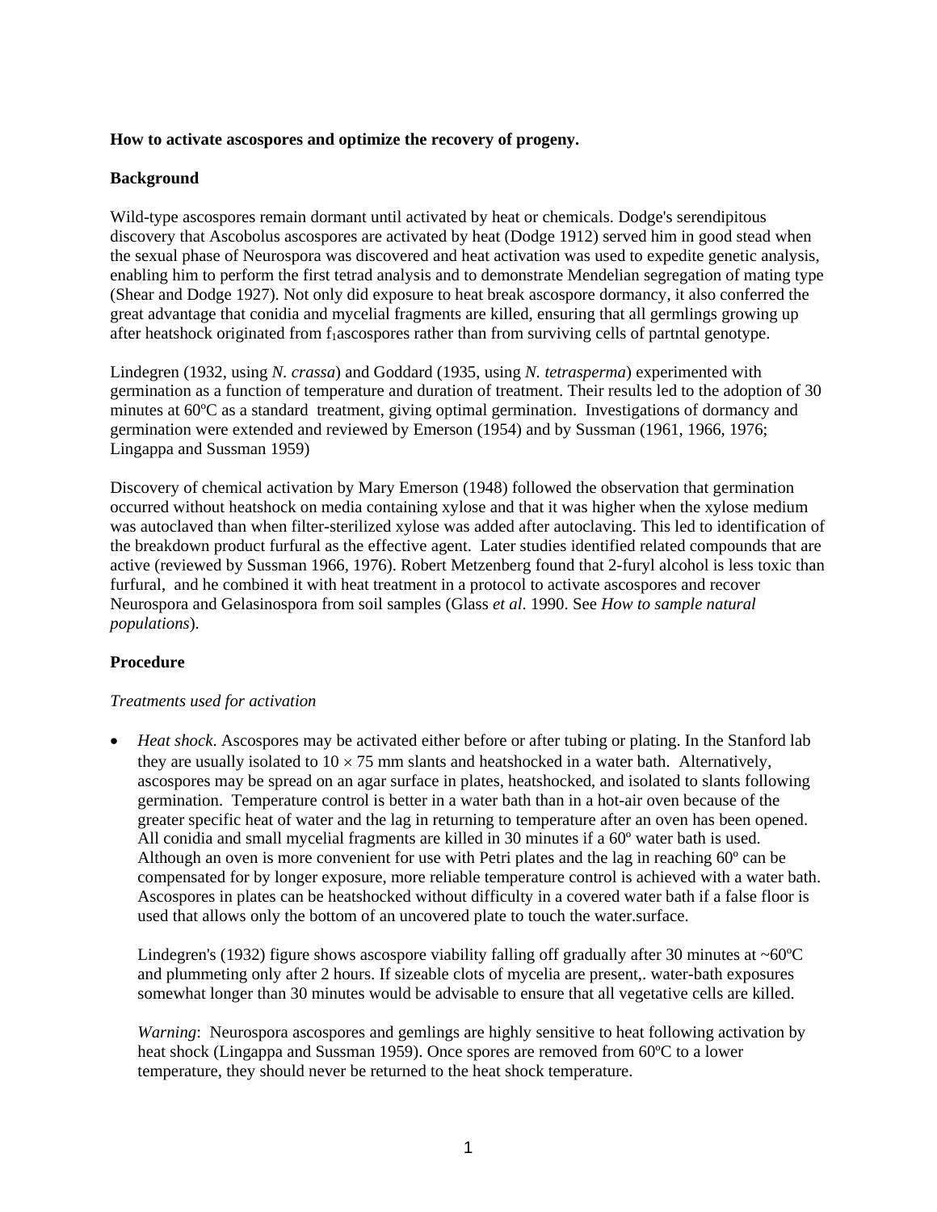**How to activate ascospores and optimize the recovery of progeny.**

**Background**

Wild-type ascospores remain dormant until activated by heat or chemicals. Dodge's serendipitous discovery that Ascobolus ascospores are activated by heat (Dodge 1912) served him in good stead when the sexual phase of Neurospora was discovered and heat activation was used to expedite genetic analysis, enabling him to perform the first tetrad analysis and to demonstrate Mendelian segregation of mating type (Shear and Dodge 1927). Not only did exposure to heat break ascospore dormancy, it also conferred the great advantage that conidia and mycelial fragments are killed, ensuring that all germlings growing up after heatshock originated from $f_1$ascospores rather than from surviving cells of partntal genotype.

Lindegren (1932, using *N. crassa*) and Goddard (1935, using *N. tetrasperma*) experimented with germination as a function of temperature and duration of treatment. Their results led to the adoption of 30 minutes at 60ºC as a standard treatment, giving optimal germination. Investigations of dormancy and germination were extended and reviewed by Emerson (1954) and by Sussman (1961, 1966, 1976; Lingappa and Sussman 1959)

Discovery of chemical activation by Mary Emerson (1948) followed the observation that germination occurred without heatshock on media containing xylose and that it was higher when the xylose medium was autoclaved than when filter-sterilized xylose was added after autoclaving. This led to identification of the breakdown product furfural as the effective agent. Later studies identified related compounds that are active (reviewed by Sussman 1966, 1976). Robert Metzenberg found that 2-furyl alcohol is less toxic than furfural, and he combined it with heat treatment in a protocol to activate ascospores and recover Neurospora and Gelasinospora from soil samples (Glass *et al*. 1990. See *How to sample natural populations*).

**Procedure**

*Treatments used for activation*

- *Heat shock*. Ascospores may be activated either before or after tubing or plating. In the Stanford lab they are usually isolated to 10 × 75 mm slants and heatshocked in a water bath. Alternatively, ascospores may be spread on an agar surface in plates, heatshocked, and isolated to slants following germination. Temperature control is better in a water bath than in a hot-air oven because of the greater specific heat of water and the lag in returning to temperature after an oven has been opened. All conidia and small mycelial fragments are killed in 30 minutes if a 60º water bath is used. Although an oven is more convenient for use with Petri plates and the lag in reaching 60º can be compensated for by longer exposure, more reliable temperature control is achieved with a water bath. Ascospores in plates can be heatshocked without difficulty in a covered water bath if a false floor is used that allows only the bottom of an uncovered plate to touch the water.surface.

  Lindegren's (1932) figure shows ascospore viability falling off gradually after 30 minutes at ~60ºC and plummeting only after 2 hours. If sizeable clots of mycelia are present,. water-bath exposures somewhat longer than 30 minutes would be advisable to ensure that all vegetative cells are killed.

  *Warning*: Neurospora ascospores and gemlings are highly sensitive to heat following activation by heat shock (Lingappa and Sussman 1959). Once spores are removed from 60ºC to a lower temperature, they should never be returned to the heat shock temperature.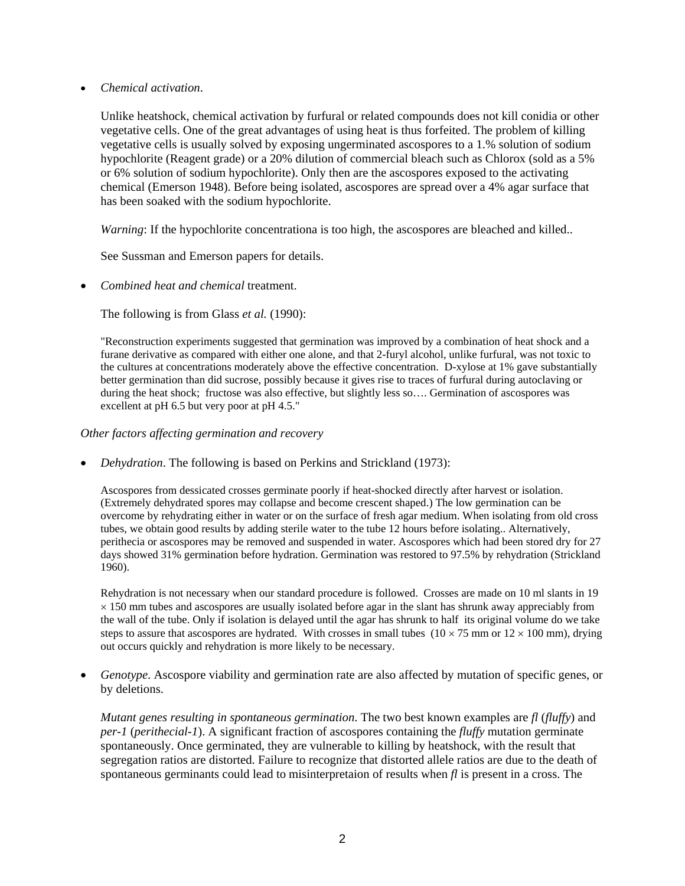- *Chemical activation*.

  Unlike heatshock, chemical activation by furfural or related compounds does not kill conidia or other vegetative cells. One of the great advantages of using heat is thus forfeited. The problem of killing vegetative cells is usually solved by exposing ungerminated ascospores to a 1.% solution of sodium hypochlorite (Reagent grade) or a 20% dilution of commercial bleach such as Chlorox (sold as a 5% or 6% solution of sodium hypochlorite). Only then are the ascospores exposed to the activating chemical (Emerson 1948). Before being isolated, ascospores are spread over a 4% agar surface that has been soaked with the sodium hypochlorite.

  *Warning*: If the hypochlorite concentrationa is too high, the ascospores are bleached and killed..

  See Sussman and Emerson papers for details.

- *Combined heat and chemical* treatment.

  The following is from Glass *et al.* (1990):

  > "Reconstruction experiments suggested that germination was improved by a combination of heat shock and a furane derivative as compared with either one alone, and that 2-furyl alcohol, unlike furfural, was not toxic to the cultures at concentrations moderately above the effective concentration. D-xylose at 1% gave substantially better germination than did sucrose, possibly because it gives rise to traces of furfural during autoclaving or during the heat shock; fructose was also effective, but slightly less so…. Germination of ascospores was excellent at pH 6.5 but very poor at pH 4.5."

*Other factors affecting germination and recovery*

- *Dehydration*. The following is based on Perkins and Strickland (1973):

  Ascospores from dessicated crosses germinate poorly if heat-shocked directly after harvest or isolation. (Extremely dehydrated spores may collapse and become crescent shaped.) The low germination can be overcome by rehydrating either in water or on the surface of fresh agar medium. When isolating from old cross tubes, we obtain good results by adding sterile water to the tube 12 hours before isolating.. Alternatively, perithecia or ascospores may be removed and suspended in water. Ascospores which had been stored dry for 27 days showed 31% germination before hydration. Germination was restored to 97.5% by rehydration (Strickland 1960).

  Rehydration is not necessary when our standard procedure is followed. Crosses are made on 10 ml slants in 19 × 150 mm tubes and ascospores are usually isolated before agar in the slant has shrunk away appreciably from the wall of the tube. Only if isolation is delayed until the agar has shrunk to half its original volume do we take steps to assure that ascospores are hydrated. With crosses in small tubes (10 × 75 mm or 12 × 100 mm), drying out occurs quickly and rehydration is more likely to be necessary.

- *Genotype*. Ascospore viability and germination rate are also affected by mutation of specific genes, or by deletions.

  *Mutant genes resulting in spontaneous germination*. The two best known examples are *fl* (*fluffy*) and *per-1* (*perithecial-1*). A significant fraction of ascospores containing the *fluffy* mutation germinate spontaneously. Once germinated, they are vulnerable to killing by heatshock, with the result that segregation ratios are distorted. Failure to recognize that distorted allele ratios are due to the death of spontaneous germinants could lead to misinterpretaion of results when *fl* is present in a cross. The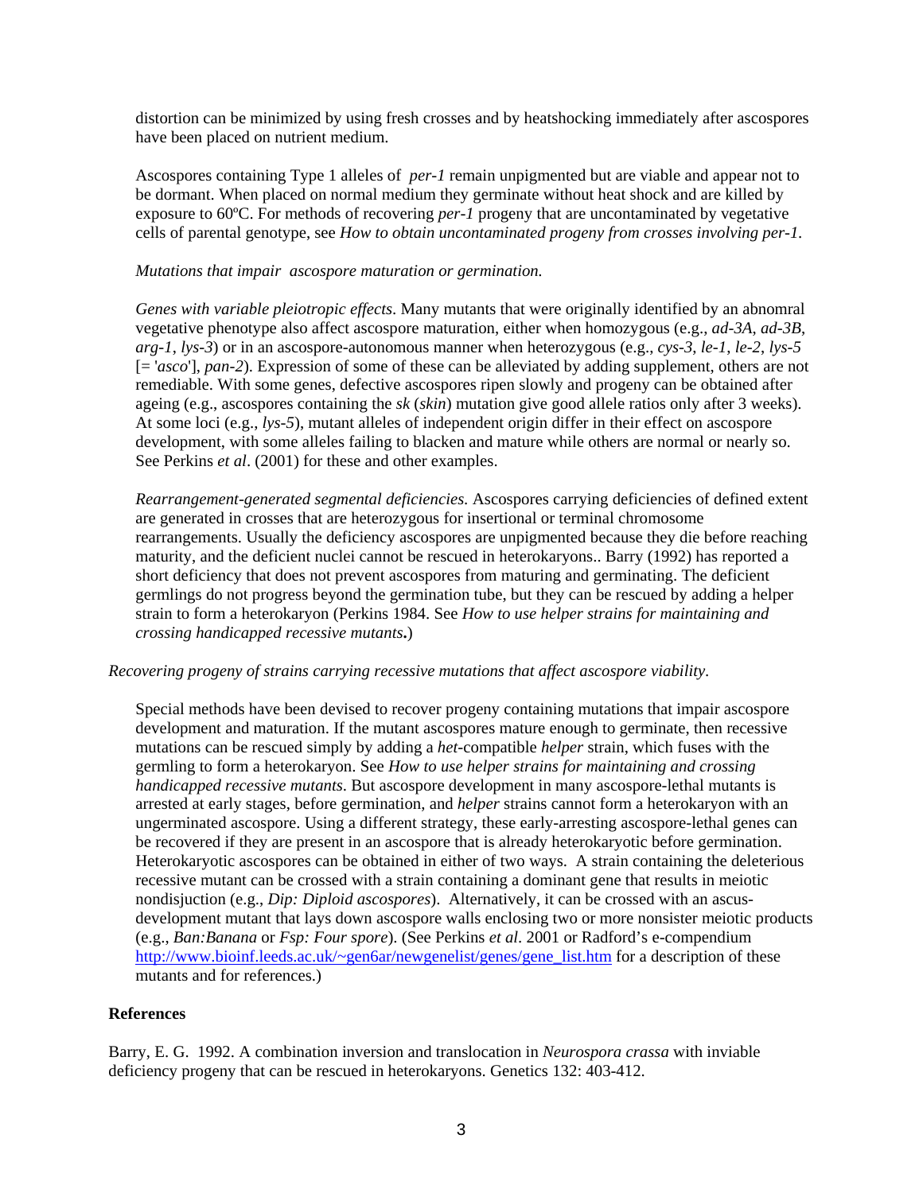distortion can be minimized by using fresh crosses and by heatshocking immediately after ascospores have been placed on nutrient medium.

Ascospores containing Type 1 alleles of *per-1* remain unpigmented but are viable and appear not to be dormant. When placed on normal medium they germinate without heat shock and are killed by exposure to 60ºC. For methods of recovering *per-1* progeny that are uncontaminated by vegetative cells of parental genotype, see *How to obtain uncontaminated progeny from crosses involving per-1.*

*Mutations that impair ascospore maturation or germination.*

*Genes with variable pleiotropic effects*. Many mutants that were originally identified by an abnomral vegetative phenotype also affect ascospore maturation, either when homozygous (e.g., *ad-3A*, *ad-3B*, *arg-1*, *lys-3*) or in an ascospore-autonomous manner when heterozygous (e.g., *cys-3*, *le-1*, *le-2*, *lys-5* [= '*asco*'], *pan-2*). Expression of some of these can be alleviated by adding supplement, others are not remediable. With some genes, defective ascospores ripen slowly and progeny can be obtained after ageing (e.g., ascospores containing the *sk* (*skin*) mutation give good allele ratios only after 3 weeks). At some loci (e.g., *lys-5*), mutant alleles of independent origin differ in their effect on ascospore development, with some alleles failing to blacken and mature while others are normal or nearly so. See Perkins *et al*. (2001) for these and other examples.

*Rearrangement-generated segmental deficiencies.* Ascospores carrying deficiencies of defined extent are generated in crosses that are heterozygous for insertional or terminal chromosome rearrangements. Usually the deficiency ascospores are unpigmented because they die before reaching maturity, and the deficient nuclei cannot be rescued in heterokaryons.. Barry (1992) has reported a short deficiency that does not prevent ascospores from maturing and germinating. The deficient germlings do not progress beyond the germination tube, but they can be rescued by adding a helper strain to form a heterokaryon (Perkins 1984. See *How to use helper strains for maintaining and crossing handicapped recessive mutants***.**)

*Recovering progeny of strains carrying recessive mutations that affect ascospore viability*.

Special methods have been devised to recover progeny containing mutations that impair ascospore development and maturation. If the mutant ascospores mature enough to germinate, then recessive mutations can be rescued simply by adding a *het*-compatible *helper* strain, which fuses with the germling to form a heterokaryon. See *How to use helper strains for maintaining and crossing handicapped recessive mutants*. But ascospore development in many ascospore-lethal mutants is arrested at early stages, before germination, and *helper* strains cannot form a heterokaryon with an ungerminated ascospore. Using a different strategy, these early-arresting ascospore-lethal genes can be recovered if they are present in an ascospore that is already heterokaryotic before germination. Heterokaryotic ascospores can be obtained in either of two ways. A strain containing the deleterious recessive mutant can be crossed with a strain containing a dominant gene that results in meiotic nondisjuction (e.g., *Dip: Diploid ascospores*). Alternatively, it can be crossed with an ascus-development mutant that lays down ascospore walls enclosing two or more nonsister meiotic products (e.g., *Ban:Banana* or *Fsp: Four spore*). (See Perkins *et al*. 2001 or Radford's e-compendium http://www.bioinf.leeds.ac.uk/~gen6ar/newgenelist/genes/gene_list.htm for a description of these mutants and for references.)

## References

Barry, E. G. 1992. A combination inversion and translocation in *Neurospora crassa* with inviable deficiency progeny that can be rescued in heterokaryons. Genetics 132: 403-412.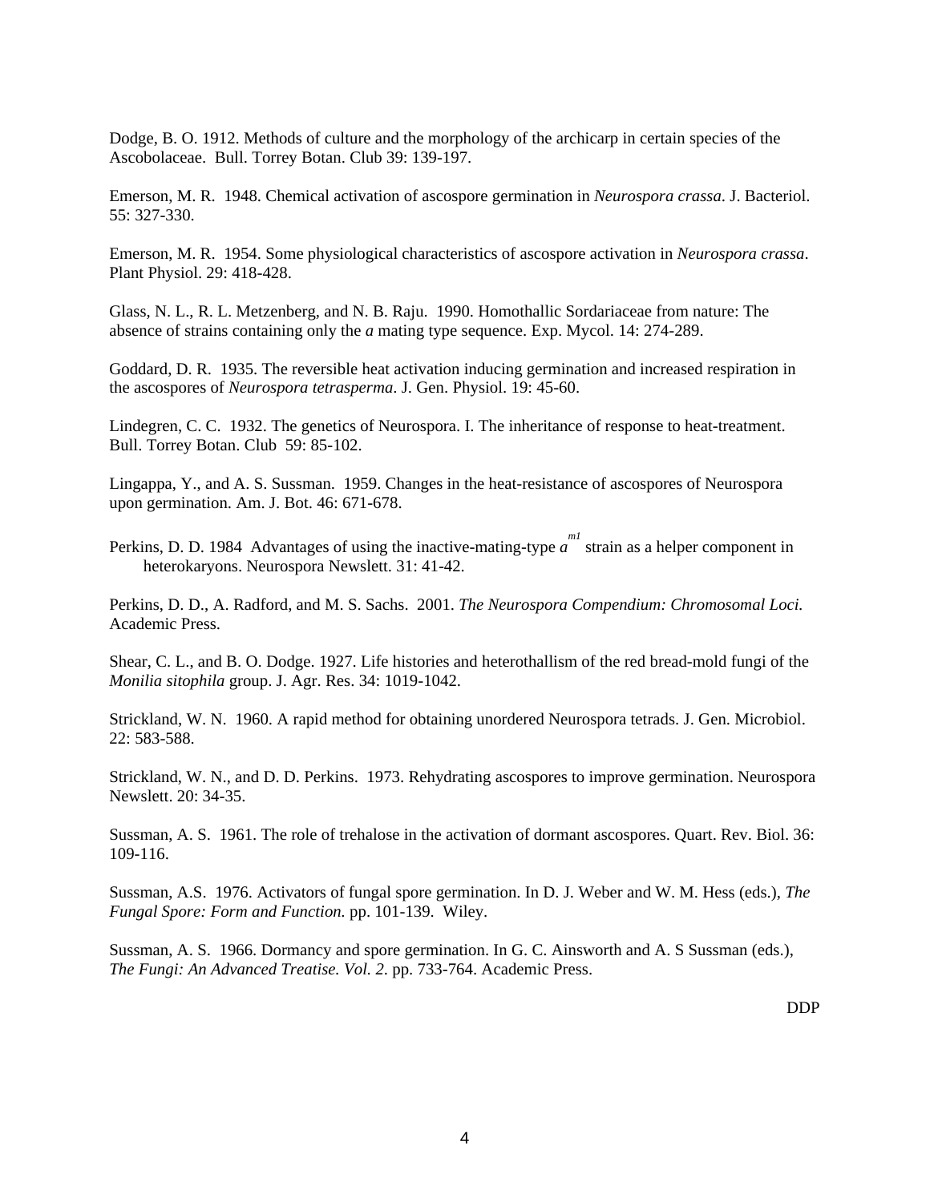Dodge, B. O. 1912. Methods of culture and the morphology of the archicarp in certain species of the Ascobolaceae. Bull. Torrey Botan. Club 39: 139-197.

Emerson, M. R. 1948. Chemical activation of ascospore germination in *Neurospora crassa*. J. Bacteriol. 55: 327-330.

Emerson, M. R. 1954. Some physiological characteristics of ascospore activation in *Neurospora crassa*. Plant Physiol. 29: 418-428.

Glass, N. L., R. L. Metzenberg, and N. B. Raju. 1990. Homothallic Sordariaceae from nature: The absence of strains containing only the *a* mating type sequence. Exp. Mycol. 14: 274-289.

Goddard, D. R. 1935. The reversible heat activation inducing germination and increased respiration in the ascospores of *Neurospora tetrasperma*. J. Gen. Physiol. 19: 45-60.

Lindegren, C. C. 1932. The genetics of Neurospora. I. The inheritance of response to heat-treatment. Bull. Torrey Botan. Club 59: 85-102.

Lingappa, Y., and A. S. Sussman. 1959. Changes in the heat-resistance of ascospores of Neurospora upon germination. Am. J. Bot. 46: 671-678.

Perkins, D. D. 1984 Advantages of using the inactive-mating-type $a^{m1}$ strain as a helper component in heterokaryons. Neurospora Newslett. 31: 41-42.

Perkins, D. D., A. Radford, and M. S. Sachs. 2001. *The Neurospora Compendium: Chromosomal Loci.* Academic Press.

Shear, C. L., and B. O. Dodge. 1927. Life histories and heterothallism of the red bread-mold fungi of the *Monilia sitophila* group. J. Agr. Res. 34: 1019-1042.

Strickland, W. N. 1960. A rapid method for obtaining unordered Neurospora tetrads. J. Gen. Microbiol. 22: 583-588.

Strickland, W. N., and D. D. Perkins. 1973. Rehydrating ascospores to improve germination. Neurospora Newslett. 20: 34-35.

Sussman, A. S. 1961. The role of trehalose in the activation of dormant ascospores. Quart. Rev. Biol. 36: 109-116.

Sussman, A.S. 1976. Activators of fungal spore germination. In D. J. Weber and W. M. Hess (eds.), *The Fungal Spore: Form and Function.* pp. 101-139. Wiley.

Sussman, A. S. 1966. Dormancy and spore germination. In G. C. Ainsworth and A S Sussman (eds.), *The Fungi: An Advanced Treatise. Vol. 2*. pp. 733-764. Academic Press.

DDP